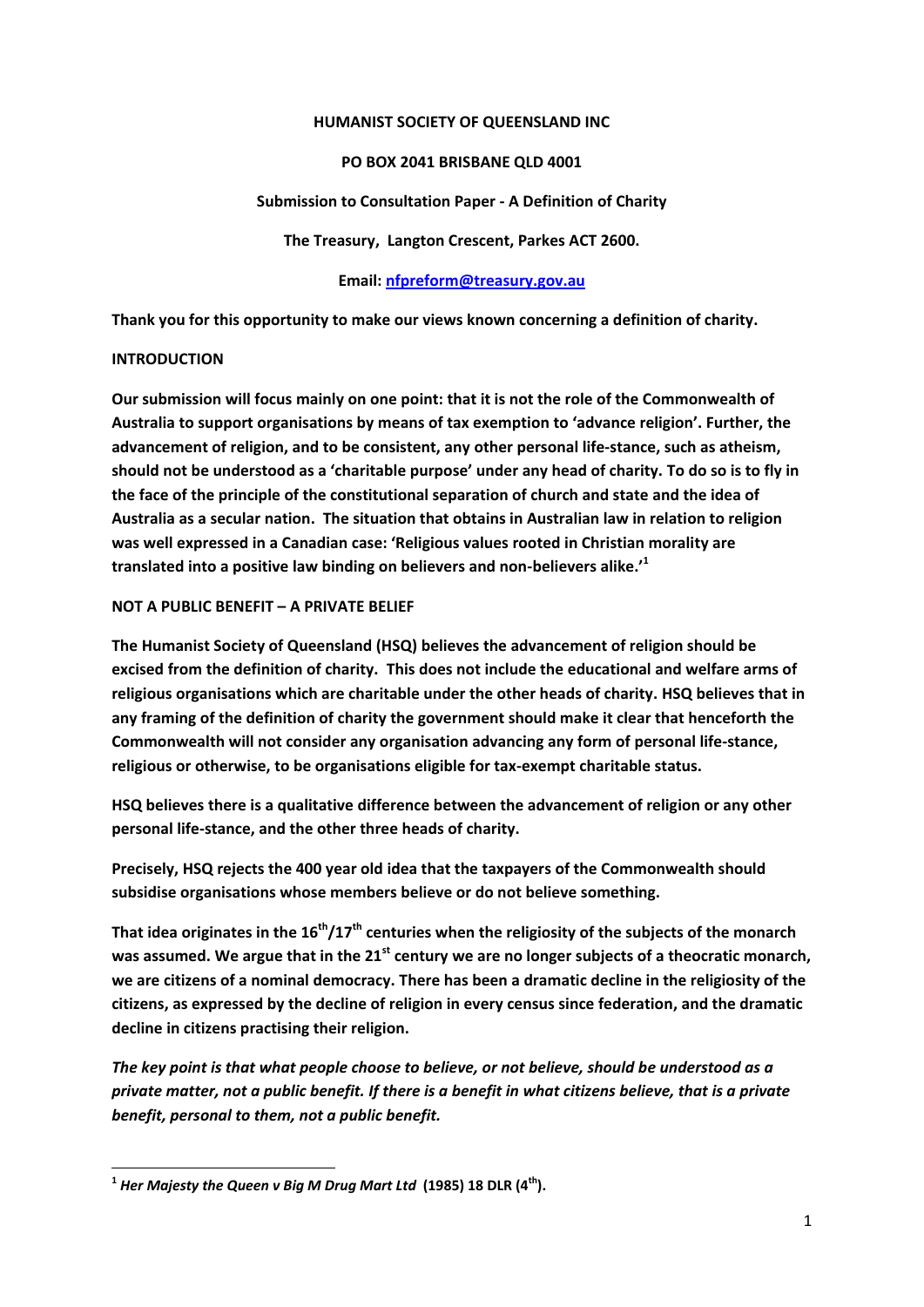**HUMANIST SOCIETY OF QUEENSLAND INC**

**PO BOX 2041 BRISBANE QLD 4001**

**Submission to Consultation Paper - A Definition of Charity**

**The Treasury, Langton Crescent, Parkes ACT 2600.**

**Email: nfpreform@treasury.gov.au**

**Thank you for this opportunity to make our views known concerning a definition of charity.**

## INTRODUCTION

**Our submission will focus mainly on one point: that it is not the role of the Commonwealth of Australia to support organisations by means of tax exemption to 'advance religion'. Further, the advancement of religion, and to be consistent, any other personal life-stance, such as atheism, should not be understood as a 'charitable purpose' under any head of charity. To do so is to fly in the face of the principle of the constitutional separation of church and state and the idea of Australia as a secular nation. The situation that obtains in Australian law in relation to religion was well expressed in a Canadian case: 'Religious values rooted in Christian morality are translated into a positive law binding on believers and non-believers alike.'[1]**

## NOT A PUBLIC BENEFIT – A PRIVATE BELIEF

**The Humanist Society of Queensland (HSQ) believes the advancement of religion should be excised from the definition of charity. This does not include the educational and welfare arms of religious organisations which are charitable under the other heads of charity. HSQ believes that in any framing of the definition of charity the government should make it clear that henceforth the Commonwealth will not consider any organisation advancing any form of personal life-stance, religious or otherwise, to be organisations eligible for tax-exempt charitable status.**

**HSQ believes there is a qualitative difference between the advancement of religion or any other personal life-stance, and the other three heads of charity.**

**Precisely, HSQ rejects the 400 year old idea that the taxpayers of the Commonwealth should subsidise organisations whose members believe or do not believe something.**

**That idea originates in the 16th/17th centuries when the religiosity of the subjects of the monarch was assumed. We argue that in the 21st century we are no longer subjects of a theocratic monarch, we are citizens of a nominal democracy. There has been a dramatic decline in the religiosity of the citizens, as expressed by the decline of religion in every census since federation, and the dramatic decline in citizens practising their religion.**

***The key point is that what people choose to believe, or not believe, should be understood as a private matter, not a public benefit. If there is a benefit in what citizens believe, that is a private benefit, personal to them, not a public benefit.***

---

[1] ***Her Majesty the Queen v Big M Drug Mart Ltd*** **(1985) 18 DLR (4th).**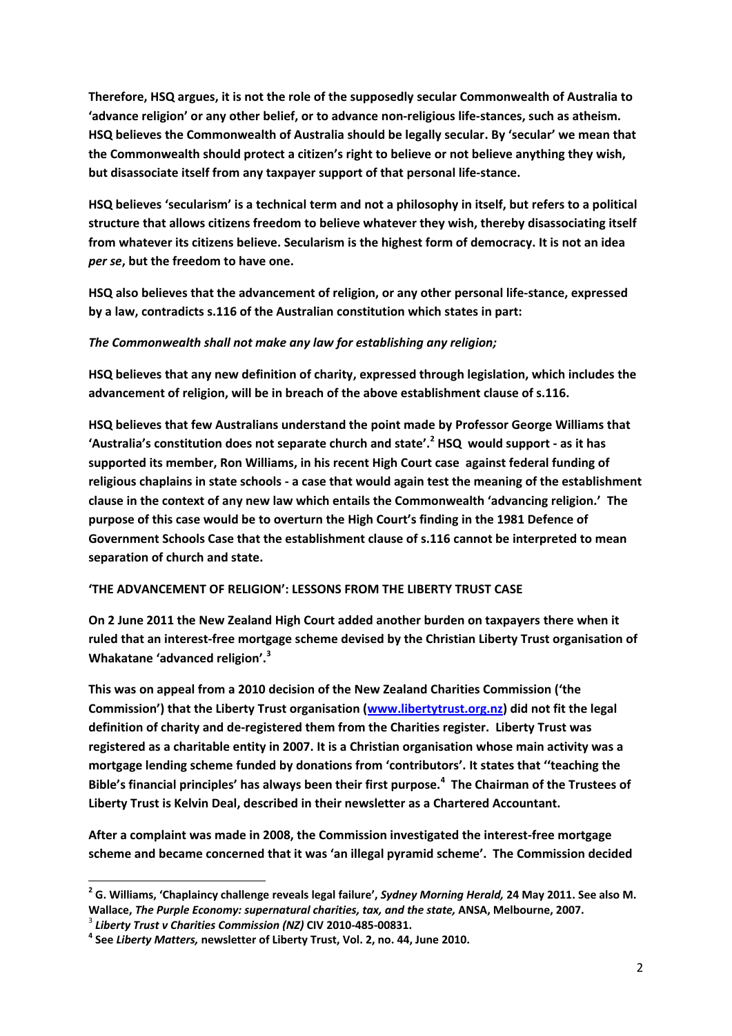**Therefore, HSQ argues, it is not the role of the supposedly secular Commonwealth of Australia to 'advance religion' or any other belief, or to advance non-religious life-stances, such as atheism. HSQ believes the Commonwealth of Australia should be legally secular. By 'secular' we mean that the Commonwealth should protect a citizen's right to believe or not believe anything they wish, but disassociate itself from any taxpayer support of that personal life-stance.**

**HSQ believes 'secularism' is a technical term and not a philosophy in itself, but refers to a political structure that allows citizens freedom to believe whatever they wish, thereby disassociating itself from whatever its citizens believe. Secularism is the highest form of democracy. It is not an idea *per se*, but the freedom to have one.**

**HSQ also believes that the advancement of religion, or any other personal life-stance, expressed by a law, contradicts s.116 of the Australian constitution which states in part:**

***The Commonwealth shall not make any law for establishing any religion;***

**HSQ believes that any new definition of charity, expressed through legislation, which includes the advancement of religion, will be in breach of the above establishment clause of s.116.**

**HSQ believes that few Australians understand the point made by Professor George Williams that 'Australia's constitution does not separate church and state'.[2] HSQ would support - as it has supported its member, Ron Williams, in his recent High Court case against federal funding of religious chaplains in state schools - a case that would again test the meaning of the establishment clause in the context of any new law which entails the Commonwealth 'advancing religion.' The purpose of this case would be to overturn the High Court's finding in the 1981 Defence of Government Schools Case that the establishment clause of s.116 cannot be interpreted to mean separation of church and state.**

## 'THE ADVANCEMENT OF RELIGION': LESSONS FROM THE LIBERTY TRUST CASE

**On 2 June 2011 the New Zealand High Court added another burden on taxpayers there when it ruled that an interest-free mortgage scheme devised by the Christian Liberty Trust organisation of Whakatane 'advanced religion'.[3]**

**This was on appeal from a 2010 decision of the New Zealand Charities Commission ('the Commission') that the Liberty Trust organisation (www.libertytrust.org.nz) did not fit the legal definition of charity and de-registered them from the Charities register. Liberty Trust was registered as a charitable entity in 2007. It is a Christian organisation whose main activity was a mortgage lending scheme funded by donations from 'contributors'. It states that ''teaching the Bible's financial principles' has always been their first purpose.[4] The Chairman of the Trustees of Liberty Trust is Kelvin Deal, described in their newsletter as a Chartered Accountant.**

**After a complaint was made in 2008, the Commission investigated the interest-free mortgage scheme and became concerned that it was 'an illegal pyramid scheme'. The Commission decided**

---

[2] **G. Williams, 'Chaplaincy challenge reveals legal failure', *Sydney Morning Herald,* 24 May 2011. See also M. Wallace, *The Purple Economy: supernatural charities, tax, and the state,* ANSA, Melbourne, 2007.**

[3] ***Liberty Trust v Charities Commission (NZ)* CIV 2010-485-00831.**

[4] **See *Liberty Matters,* newsletter of Liberty Trust, Vol. 2, no. 44, June 2010.**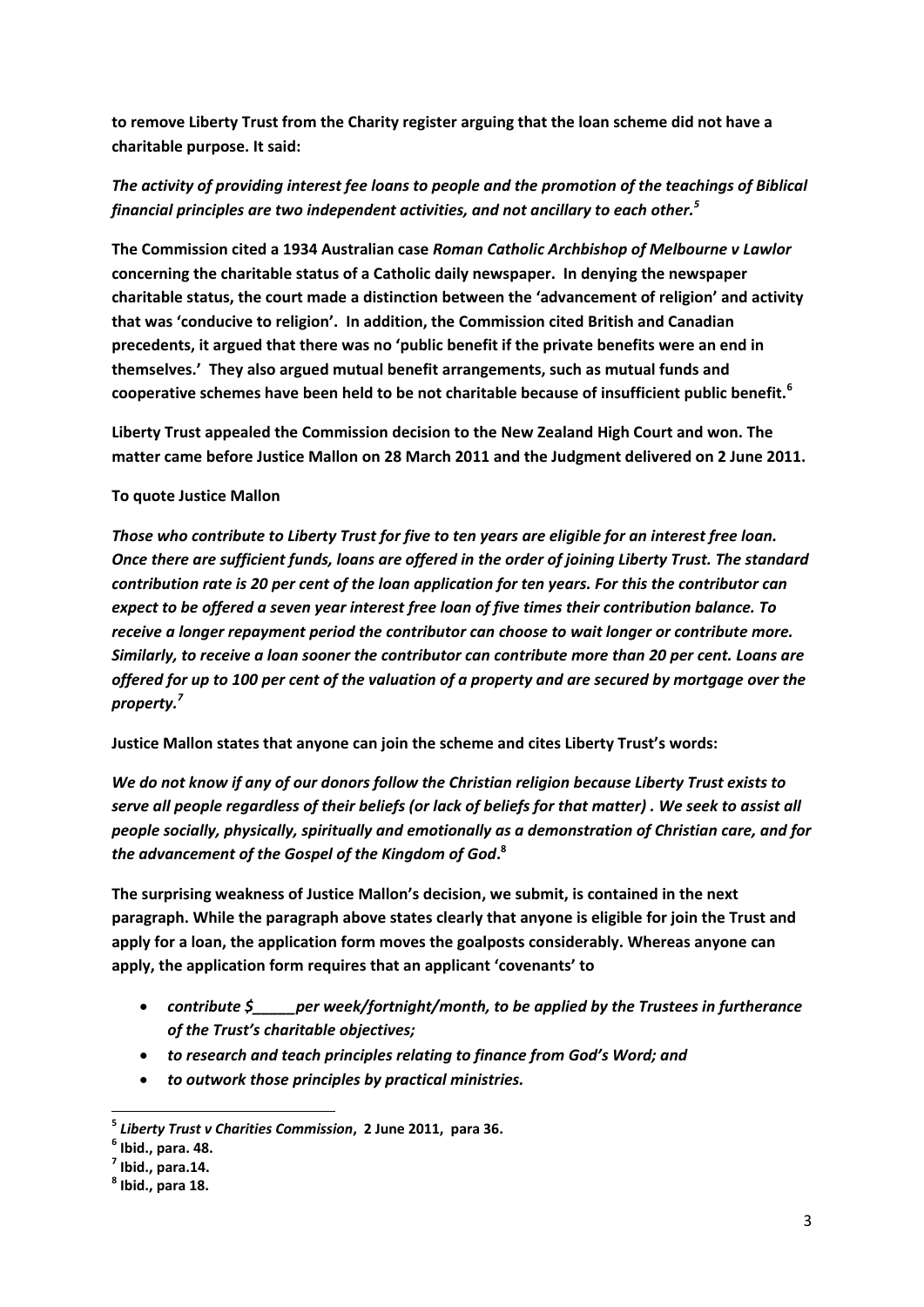**to remove Liberty Trust from the Charity register arguing that the loan scheme did not have a charitable purpose. It said:**

***The activity of providing interest fee loans to people and the promotion of the teachings of Biblical financial principles are two independent activities, and not ancillary to each other.***[5]

**The Commission cited a 1934 Australian case *Roman Catholic Archbishop of Melbourne v Lawlor* concerning the charitable status of a Catholic daily newspaper. In denying the newspaper charitable status, the court made a distinction between the 'advancement of religion' and activity that was 'conducive to religion'. In addition, the Commission cited British and Canadian precedents, it argued that there was no 'public benefit if the private benefits were an end in themselves.' They also argued mutual benefit arrangements, such as mutual funds and cooperative schemes have been held to be not charitable because of insufficient public benefit.**[6]

**Liberty Trust appealed the Commission decision to the New Zealand High Court and won. The matter came before Justice Mallon on 28 March 2011 and the Judgment delivered on 2 June 2011.**

**To quote Justice Mallon**

***Those who contribute to Liberty Trust for five to ten years are eligible for an interest free loan. Once there are sufficient funds, loans are offered in the order of joining Liberty Trust. The standard contribution rate is 20 per cent of the loan application for ten years. For this the contributor can expect to be offered a seven year interest free loan of five times their contribution balance. To receive a longer repayment period the contributor can choose to wait longer or contribute more. Similarly, to receive a loan sooner the contributor can contribute more than 20 per cent. Loans are offered for up to 100 per cent of the valuation of a property and are secured by mortgage over the property.***[7]

**Justice Mallon states that anyone can join the scheme and cites Liberty Trust's words:**

***We do not know if any of our donors follow the Christian religion because Liberty Trust exists to serve all people regardless of their beliefs (or lack of beliefs for that matter) . We seek to assist all people socially, physically, spiritually and emotionally as a demonstration of Christian care, and for the advancement of the Gospel of the Kingdom of God*.**[8]

**The surprising weakness of Justice Mallon's decision, we submit, is contained in the next paragraph. While the paragraph above states clearly that anyone is eligible for join the Trust and apply for a loan, the application form moves the goalposts considerably. Whereas anyone can apply, the application form requires that an applicant 'covenants' to**

- ***contribute $_____per week/fortnight/month, to be applied by the Trustees in furtherance of the Trust's charitable objectives;***
- ***to research and teach principles relating to finance from God's Word; and***
- ***to outwork those principles by practical ministries.***

---

[5] ***Liberty Trust v Charities Commission*, 2 June 2011, para 36.**
[6] **Ibid., para. 48.**
[7] **Ibid., para.14.**
[8] **Ibid., para 18.**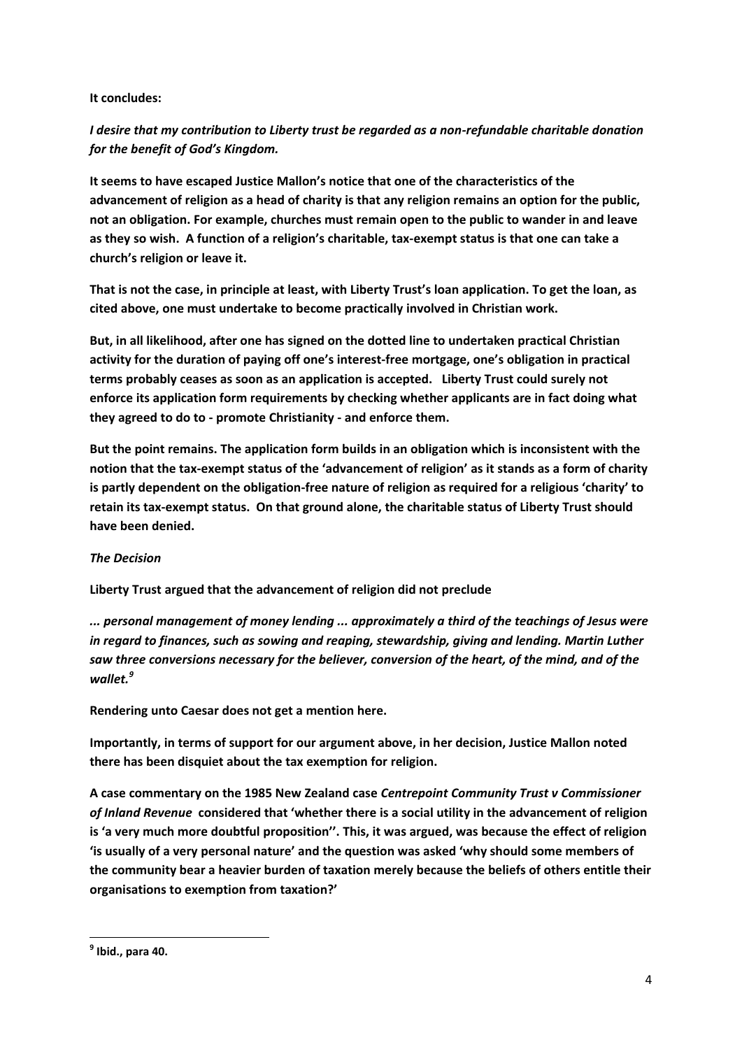**It concludes:**

***I desire that my contribution to Liberty trust be regarded as a non-refundable charitable donation for the benefit of God's Kingdom.***

**It seems to have escaped Justice Mallon's notice that one of the characteristics of the advancement of religion as a head of charity is that any religion remains an option for the public, not an obligation. For example, churches must remain open to the public to wander in and leave as they so wish. A function of a religion's charitable, tax-exempt status is that one can take a church's religion or leave it.**

**That is not the case, in principle at least, with Liberty Trust's loan application. To get the loan, as cited above, one must undertake to become practically involved in Christian work.**

**But, in all likelihood, after one has signed on the dotted line to undertaken practical Christian activity for the duration of paying off one's interest-free mortgage, one's obligation in practical terms probably ceases as soon as an application is accepted. Liberty Trust could surely not enforce its application form requirements by checking whether applicants are in fact doing what they agreed to do - promote Christianity - and enforce them.**

**But the point remains. The application form builds in an obligation which is inconsistent with the notion that the tax-exempt status of the 'advancement of religion' as it stands as a form of charity is partly dependent on the obligation-free nature of religion as required for a religious 'charity' to retain its tax-exempt status. On that ground alone, the charitable status of Liberty Trust should have been denied.**

***The Decision***

**Liberty Trust argued that the advancement of religion did not preclude**

***... personal management of money lending ... approximately a third of the teachings of Jesus were in regard to finances, such as sowing and reaping, stewardship, giving and lending. Martin Luther saw three conversions necessary for the believer, conversion of the heart, of the mind, and of the wallet.***[9]

**Rendering unto Caesar does not get a mention here.**

**Importantly, in terms of support for our argument above, in her decision, Justice Mallon noted there has been disquiet about the tax exemption for religion.**

**A case commentary on the 1985 New Zealand case *Centrepoint Community Trust v Commissioner of Inland Revenue* considered that 'whether there is a social utility in the advancement of religion is 'a very much more doubtful proposition''. This, it was argued, was because the effect of religion 'is usually of a very personal nature' and the question was asked 'why should some members of the community bear a heavier burden of taxation merely because the beliefs of others entitle their organisations to exemption from taxation?'**

---

[9] **Ibid., para 40.**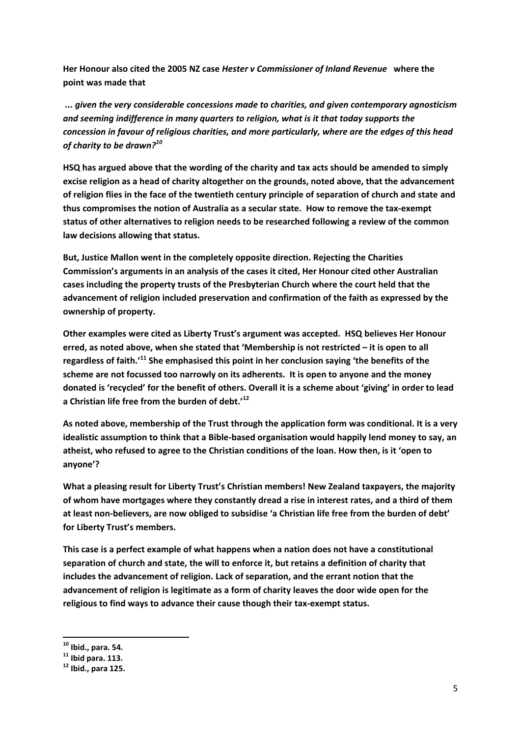**Her Honour also cited the 2005 NZ case *Hester v Commissioner of Inland Revenue* where the point was made that**

***... given the very considerable concessions made to charities, and given contemporary agnosticism and seeming indifference in many quarters to religion, what is it that today supports the concession in favour of religious charities, and more particularly, where are the edges of this head of charity to be drawn?*[10]**

**HSQ has argued above that the wording of the charity and tax acts should be amended to simply excise religion as a head of charity altogether on the grounds, noted above, that the advancement of religion flies in the face of the twentieth century principle of separation of church and state and thus compromises the notion of Australia as a secular state. How to remove the tax-exempt status of other alternatives to religion needs to be researched following a review of the common law decisions allowing that status.**

**But, Justice Mallon went in the completely opposite direction. Rejecting the Charities Commission's arguments in an analysis of the cases it cited, Her Honour cited other Australian cases including the property trusts of the Presbyterian Church where the court held that the advancement of religion included preservation and confirmation of the faith as expressed by the ownership of property.**

**Other examples were cited as Liberty Trust's argument was accepted. HSQ believes Her Honour erred, as noted above, when she stated that 'Membership is not restricted – it is open to all regardless of faith.'[11] She emphasised this point in her conclusion saying 'the benefits of the scheme are not focussed too narrowly on its adherents. It is open to anyone and the money donated is 'recycled' for the benefit of others. Overall it is a scheme about 'giving' in order to lead a Christian life free from the burden of debt.'[12]**

**As noted above, membership of the Trust through the application form was conditional. It is a very idealistic assumption to think that a Bible-based organisation would happily lend money to say, an atheist, who refused to agree to the Christian conditions of the loan. How then, is it 'open to anyone'?**

**What a pleasing result for Liberty Trust's Christian members! New Zealand taxpayers, the majority of whom have mortgages where they constantly dread a rise in interest rates, and a third of them at least non-believers, are now obliged to subsidise 'a Christian life free from the burden of debt' for Liberty Trust's members.**

**This case is a perfect example of what happens when a nation does not have a constitutional separation of church and state, the will to enforce it, but retains a definition of charity that includes the advancement of religion. Lack of separation, and the errant notion that the advancement of religion is legitimate as a form of charity leaves the door wide open for the religious to find ways to advance their cause though their tax-exempt status.**

---

**[10] Ibid., para. 54.**
**[11] Ibid para. 113.**
**[12] Ibid., para 125.**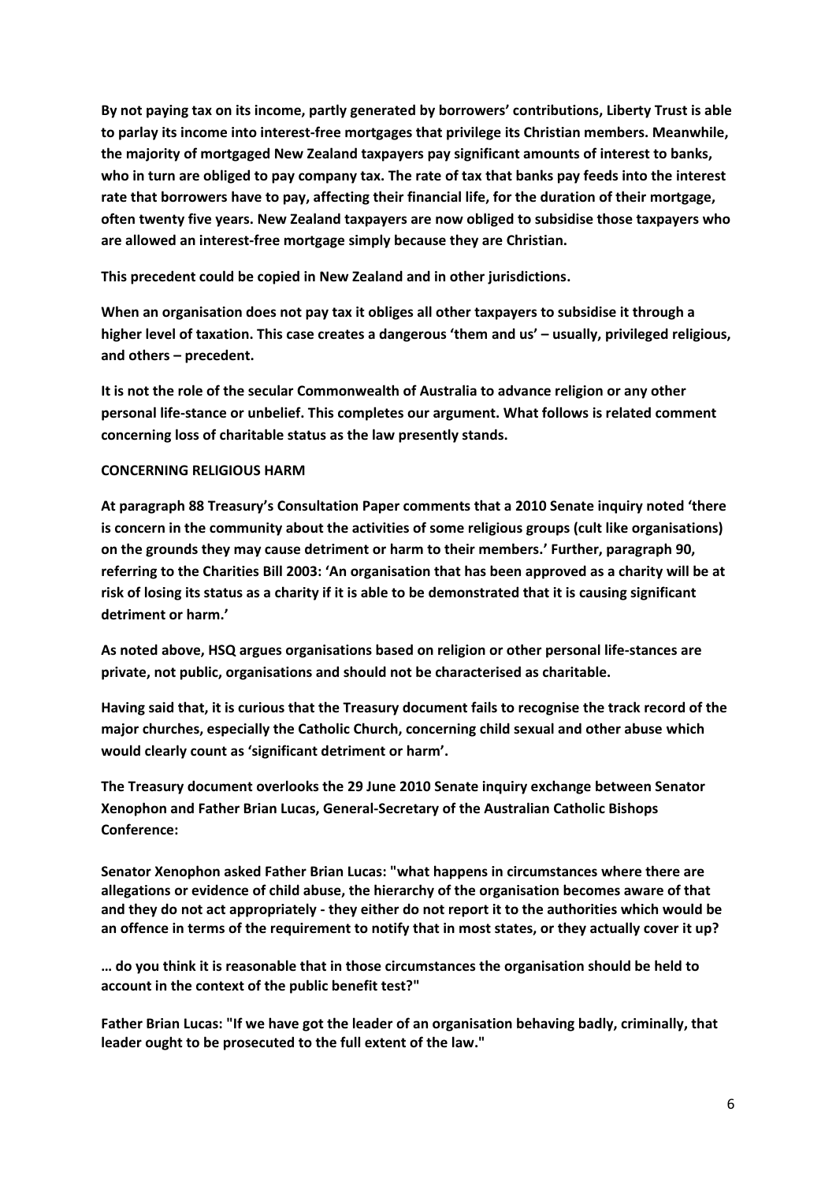**By not paying tax on its income, partly generated by borrowers' contributions, Liberty Trust is able to parlay its income into interest-free mortgages that privilege its Christian members. Meanwhile, the majority of mortgaged New Zealand taxpayers pay significant amounts of interest to banks, who in turn are obliged to pay company tax. The rate of tax that banks pay feeds into the interest rate that borrowers have to pay, affecting their financial life, for the duration of their mortgage, often twenty five years. New Zealand taxpayers are now obliged to subsidise those taxpayers who are allowed an interest-free mortgage simply because they are Christian.**

**This precedent could be copied in New Zealand and in other jurisdictions.**

**When an organisation does not pay tax it obliges all other taxpayers to subsidise it through a higher level of taxation. This case creates a dangerous 'them and us' – usually, privileged religious, and others – precedent.**

**It is not the role of the secular Commonwealth of Australia to advance religion or any other personal life-stance or unbelief. This completes our argument. What follows is related comment concerning loss of charitable status as the law presently stands.**

**CONCERNING RELIGIOUS HARM**

**At paragraph 88 Treasury's Consultation Paper comments that a 2010 Senate inquiry noted 'there is concern in the community about the activities of some religious groups (cult like organisations) on the grounds they may cause detriment or harm to their members.' Further, paragraph 90, referring to the Charities Bill 2003: 'An organisation that has been approved as a charity will be at risk of losing its status as a charity if it is able to be demonstrated that it is causing significant detriment or harm.'**

**As noted above, HSQ argues organisations based on religion or other personal life-stances are private, not public, organisations and should not be characterised as charitable.**

**Having said that, it is curious that the Treasury document fails to recognise the track record of the major churches, especially the Catholic Church, concerning child sexual and other abuse which would clearly count as 'significant detriment or harm'.**

**The Treasury document overlooks the 29 June 2010 Senate inquiry exchange between Senator Xenophon and Father Brian Lucas, General-Secretary of the Australian Catholic Bishops Conference:**

**Senator Xenophon asked Father Brian Lucas: "what happens in circumstances where there are allegations or evidence of child abuse, the hierarchy of the organisation becomes aware of that and they do not act appropriately - they either do not report it to the authorities which would be an offence in terms of the requirement to notify that in most states, or they actually cover it up?**

**… do you think it is reasonable that in those circumstances the organisation should be held to account in the context of the public benefit test?"**

**Father Brian Lucas: "If we have got the leader of an organisation behaving badly, criminally, that leader ought to be prosecuted to the full extent of the law."**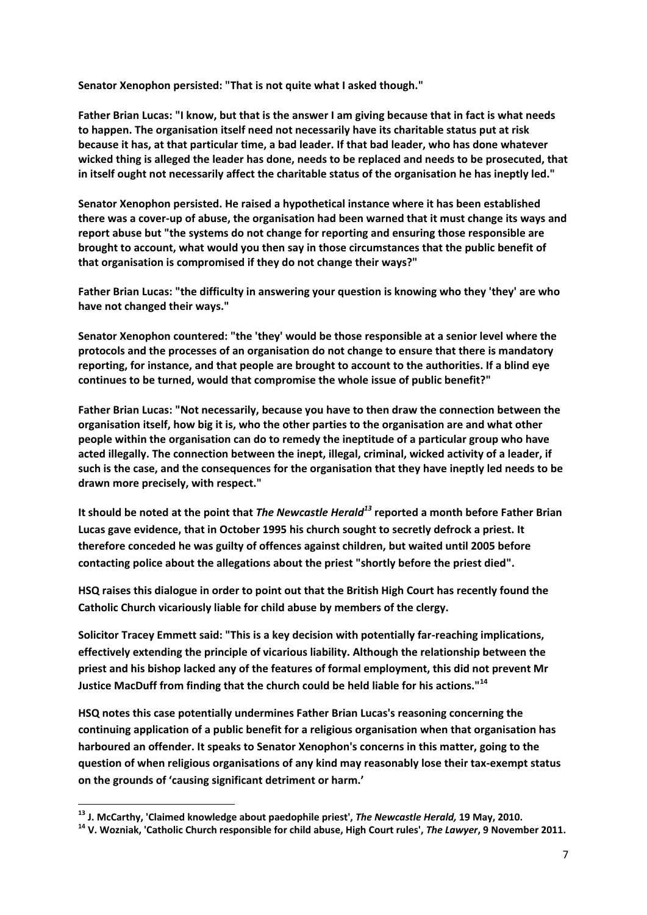**Senator Xenophon persisted: "That is not quite what I asked though."**

**Father Brian Lucas: "I know, but that is the answer I am giving because that in fact is what needs to happen. The organisation itself need not necessarily have its charitable status put at risk because it has, at that particular time, a bad leader. If that bad leader, who has done whatever wicked thing is alleged the leader has done, needs to be replaced and needs to be prosecuted, that in itself ought not necessarily affect the charitable status of the organisation he has ineptly led."**

**Senator Xenophon persisted. He raised a hypothetical instance where it has been established there was a cover-up of abuse, the organisation had been warned that it must change its ways and report abuse but "the systems do not change for reporting and ensuring those responsible are brought to account, what would you then say in those circumstances that the public benefit of that organisation is compromised if they do not change their ways?"**

**Father Brian Lucas: "the difficulty in answering your question is knowing who they 'they' are who have not changed their ways."**

**Senator Xenophon countered: "the 'they' would be those responsible at a senior level where the protocols and the processes of an organisation do not change to ensure that there is mandatory reporting, for instance, and that people are brought to account to the authorities. If a blind eye continues to be turned, would that compromise the whole issue of public benefit?"**

**Father Brian Lucas: "Not necessarily, because you have to then draw the connection between the organisation itself, how big it is, who the other parties to the organisation are and what other people within the organisation can do to remedy the ineptitude of a particular group who have acted illegally. The connection between the inept, illegal, criminal, wicked activity of a leader, if such is the case, and the consequences for the organisation that they have ineptly led needs to be drawn more precisely, with respect."**

**It should be noted at the point that *The Newcastle Herald*[13] reported a month before Father Brian Lucas gave evidence, that in October 1995 his church sought to secretly defrock a priest. It therefore conceded he was guilty of offences against children, but waited until 2005 before contacting police about the allegations about the priest "shortly before the priest died".**

**HSQ raises this dialogue in order to point out that the British High Court has recently found the Catholic Church vicariously liable for child abuse by members of the clergy.**

**Solicitor Tracey Emmett said: "This is a key decision with potentially far-reaching implications, effectively extending the principle of vicarious liability. Although the relationship between the priest and his bishop lacked any of the features of formal employment, this did not prevent Mr Justice MacDuff from finding that the church could be held liable for his actions."[14]**

**HSQ notes this case potentially undermines Father Brian Lucas's reasoning concerning the continuing application of a public benefit for a religious organisation when that organisation has harboured an offender. It speaks to Senator Xenophon's concerns in this matter, going to the question of when religious organisations of any kind may reasonably lose their tax-exempt status on the grounds of 'causing significant detriment or harm.'**

---

**[13] J. McCarthy, 'Claimed knowledge about paedophile priest', *The Newcastle Herald,* 19 May, 2010.**

**[14] V. Wozniak, 'Catholic Church responsible for child abuse, High Court rules', *The Lawyer*, 9 November 2011.**